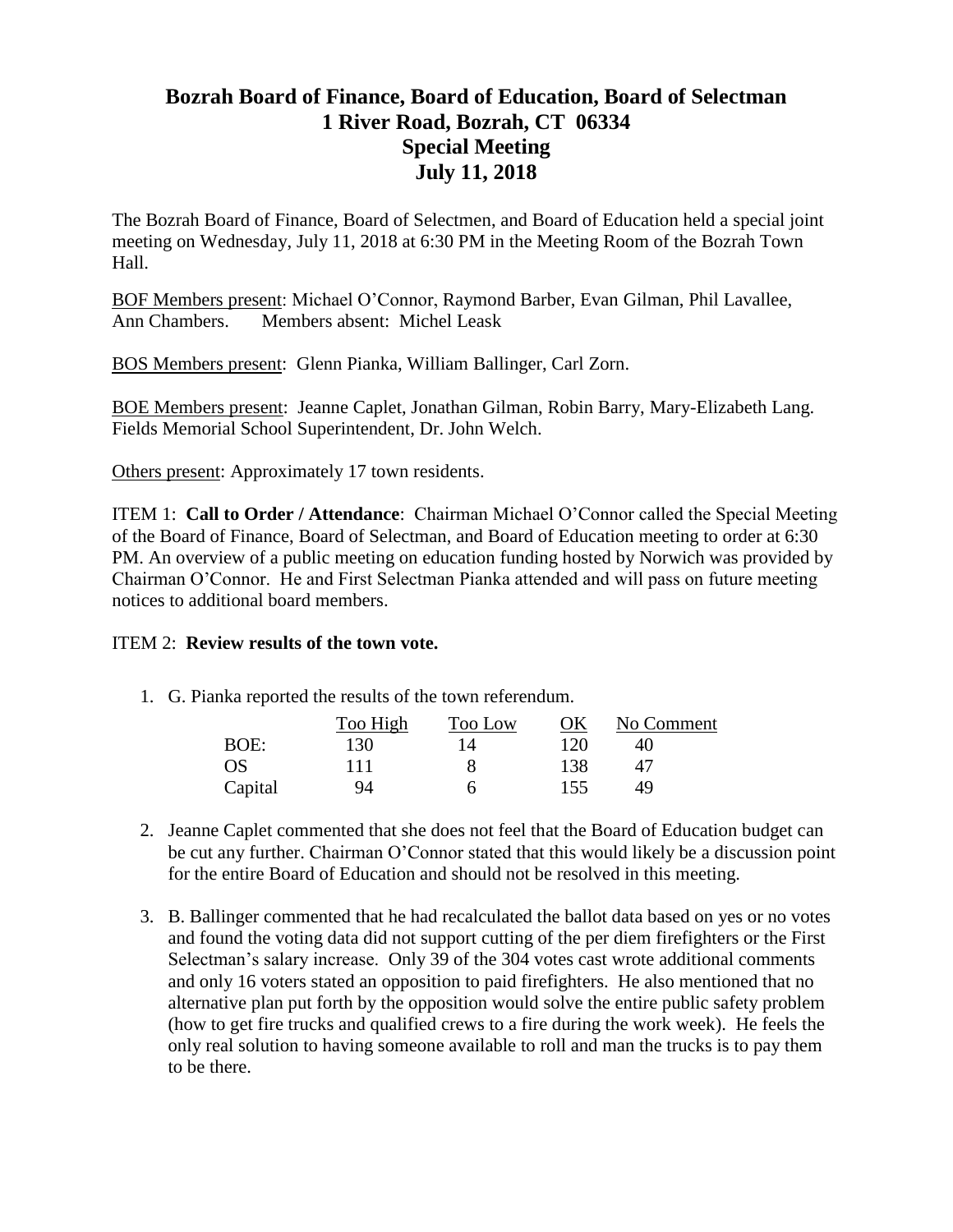# Bozrah Board of Finance, Board of Education, Board of Selectman
## 1 River Road, Bozrah, CT 06334
## Special Meeting
## July 11, 2018

The Bozrah Board of Finance, Board of Selectmen, and Board of Education held a special joint meeting on Wednesday, July 11, 2018 at 6:30 PM in the Meeting Room of the Bozrah Town Hall.

BOF Members present: Michael O'Connor, Raymond Barber, Evan Gilman, Phil Lavallee, Ann Chambers. Members absent: Michel Leask

BOS Members present: Glenn Pianka, William Ballinger, Carl Zorn.

BOE Members present: Jeanne Caplet, Jonathan Gilman, Robin Barry, Mary-Elizabeth Lang. Fields Memorial School Superintendent, Dr. John Welch.

Others present: Approximately 17 town residents.

ITEM 1: **Call to Order / Attendance**: Chairman Michael O'Connor called the Special Meeting of the Board of Finance, Board of Selectman, and Board of Education meeting to order at 6:30 PM. An overview of a public meeting on education funding hosted by Norwich was provided by Chairman O'Connor. He and First Selectman Pianka attended and will pass on future meeting notices to additional board members.

ITEM 2: **Review results of the town vote.**

1. G. Pianka reported the results of the town referendum.

| | Too High | Too Low | OK | No Comment |
|---|---|---|---|---|
| BOE: | 130 | 14 | 120 | 40 |
| OS | 111 | 8 | 138 | 47 |
| Capital | 94 | 6 | 155 | 49 |

2. Jeanne Caplet commented that she does not feel that the Board of Education budget can be cut any further. Chairman O'Connor stated that this would likely be a discussion point for the entire Board of Education and should not be resolved in this meeting.

3. B. Ballinger commented that he had recalculated the ballot data based on yes or no votes and found the voting data did not support cutting of the per diem firefighters or the First Selectman's salary increase. Only 39 of the 304 votes cast wrote additional comments and only 16 voters stated an opposition to paid firefighters. He also mentioned that no alternative plan put forth by the opposition would solve the entire public safety problem (how to get fire trucks and qualified crews to a fire during the work week). He feels the only real solution to having someone available to roll and man the trucks is to pay them to be there.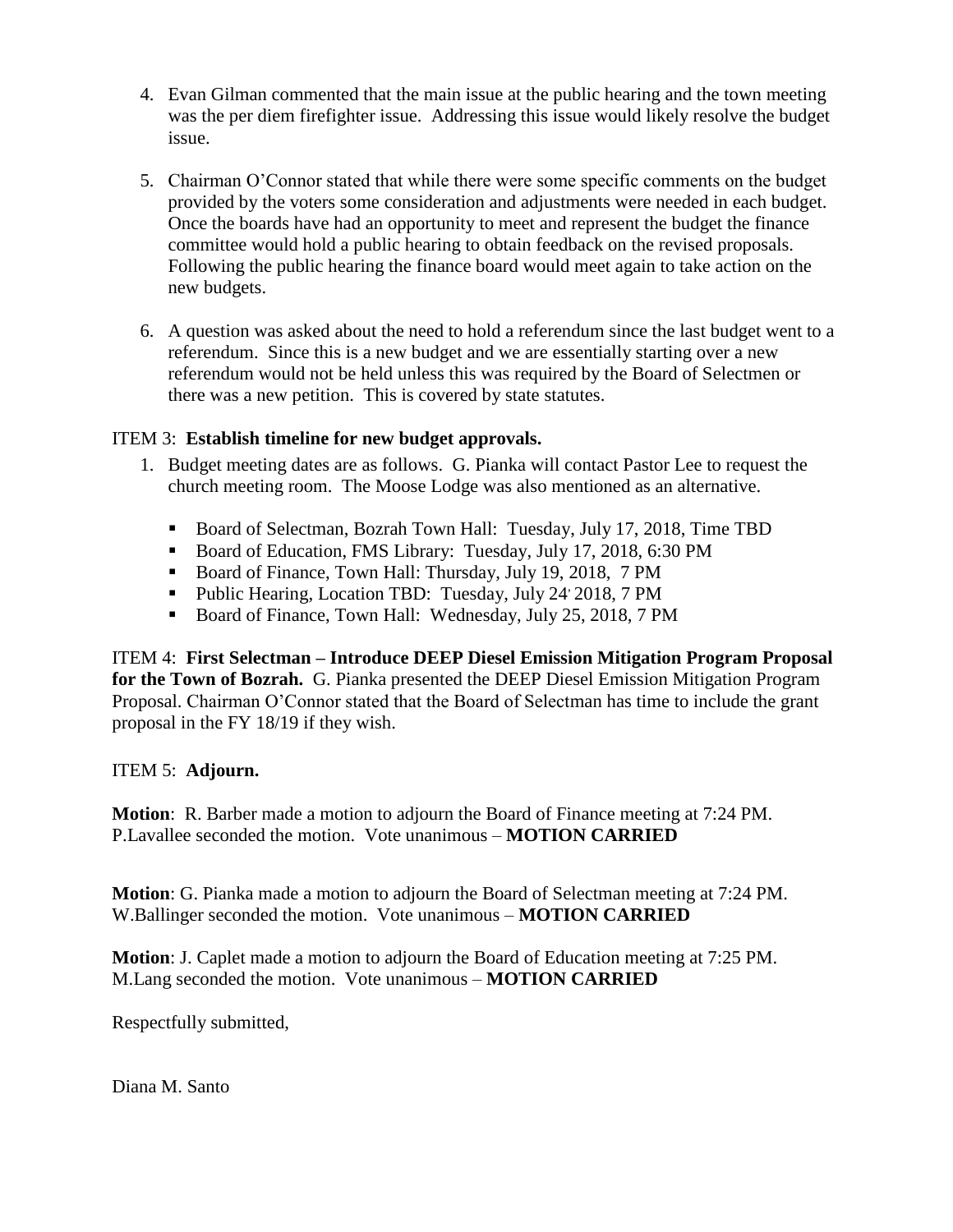4. Evan Gilman commented that the main issue at the public hearing and the town meeting was the per diem firefighter issue. Addressing this issue would likely resolve the budget issue.

5. Chairman O'Connor stated that while there were some specific comments on the budget provided by the voters some consideration and adjustments were needed in each budget. Once the boards have had an opportunity to meet and represent the budget the finance committee would hold a public hearing to obtain feedback on the revised proposals. Following the public hearing the finance board would meet again to take action on the new budgets.

6. A question was asked about the need to hold a referendum since the last budget went to a referendum. Since this is a new budget and we are essentially starting over a new referendum would not be held unless this was required by the Board of Selectmen or there was a new petition. This is covered by state statutes.

ITEM 3: **Establish timeline for new budget approvals.**

1. Budget meeting dates are as follows. G. Pianka will contact Pastor Lee to request the church meeting room. The Moose Lodge was also mentioned as an alternative.

   - Board of Selectman, Bozrah Town Hall: Tuesday, July 17, 2018, Time TBD
   - Board of Education, FMS Library: Tuesday, July 17, 2018, 6:30 PM
   - Board of Finance, Town Hall: Thursday, July 19, 2018, 7 PM
   - Public Hearing, Location TBD: Tuesday, July 24, 2018, 7 PM
   - Board of Finance, Town Hall: Wednesday, July 25, 2018, 7 PM

ITEM 4: **First Selectman – Introduce DEEP Diesel Emission Mitigation Program Proposal for the Town of Bozrah.** G. Pianka presented the DEEP Diesel Emission Mitigation Program Proposal. Chairman O'Connor stated that the Board of Selectman has time to include the grant proposal in the FY 18/19 if they wish.

ITEM 5: **Adjourn.**

**Motion**: R. Barber made a motion to adjourn the Board of Finance meeting at 7:24 PM. P.Lavallee seconded the motion. Vote unanimous – **MOTION CARRIED**

**Motion**: G. Pianka made a motion to adjourn the Board of Selectman meeting at 7:24 PM. W.Ballinger seconded the motion. Vote unanimous – **MOTION CARRIED**

**Motion**: J. Caplet made a motion to adjourn the Board of Education meeting at 7:25 PM. M.Lang seconded the motion. Vote unanimous – **MOTION CARRIED**

Respectfully submitted,

Diana M. Santo